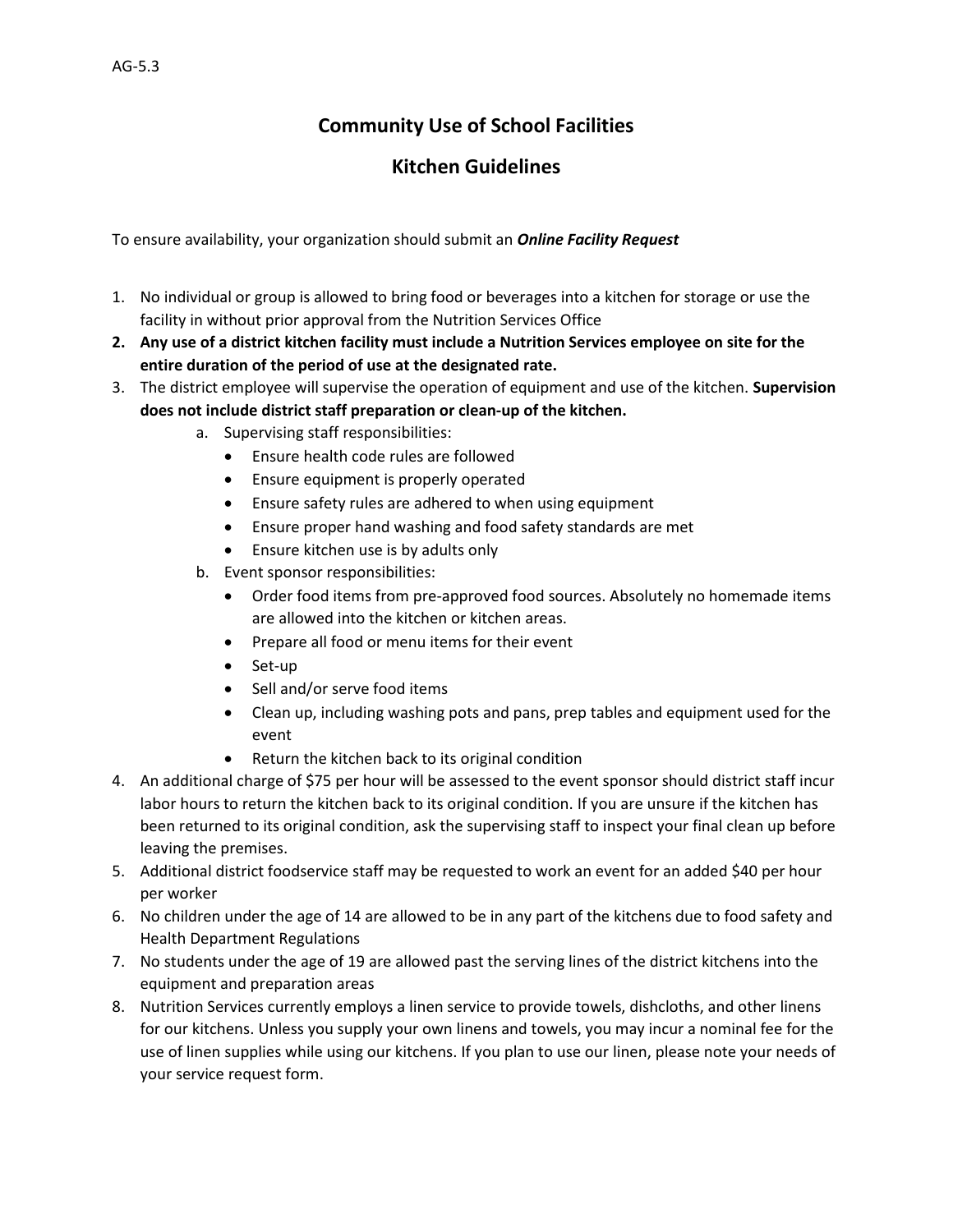AG-5.3

# Community Use of School Facilities

## Kitchen Guidelines

To ensure availability, your organization should submit an ***Online Facility Request***

1. No individual or group is allowed to bring food or beverages into a kitchen for storage or use the facility in without prior approval from the Nutrition Services Office
2. **Any use of a district kitchen facility must include a Nutrition Services employee on site for the entire duration of the period of use at the designated rate.**
3. The district employee will supervise the operation of equipment and use of the kitchen. **Supervision does not include district staff preparation or clean-up of the kitchen.**
   a. Supervising staff responsibilities:
      - Ensure health code rules are followed
      - Ensure equipment is properly operated
      - Ensure safety rules are adhered to when using equipment
      - Ensure proper hand washing and food safety standards are met
      - Ensure kitchen use is by adults only

   b. Event sponsor responsibilities:
      - Order food items from pre-approved food sources. Absolutely no homemade items are allowed into the kitchen or kitchen areas.
      - Prepare all food or menu items for their event
      - Set-up
      - Sell and/or serve food items
      - Clean up, including washing pots and pans, prep tables and equipment used for the event
      - Return the kitchen back to its original condition
4. An additional charge of $75 per hour will be assessed to the event sponsor should district staff incur labor hours to return the kitchen back to its original condition. If you are unsure if the kitchen has been returned to its original condition, ask the supervising staff to inspect your final clean up before leaving the premises.
5. Additional district foodservice staff may be requested to work an event for an added $40 per hour per worker
6. No children under the age of 14 are allowed to be in any part of the kitchens due to food safety and Health Department Regulations
7. No students under the age of 19 are allowed past the serving lines of the district kitchens into the equipment and preparation areas
8. Nutrition Services currently employs a linen service to provide towels, dishcloths, and other linens for our kitchens. Unless you supply your own linens and towels, you may incur a nominal fee for the use of linen supplies while using our kitchens. If you plan to use our linen, please note your needs of your service request form.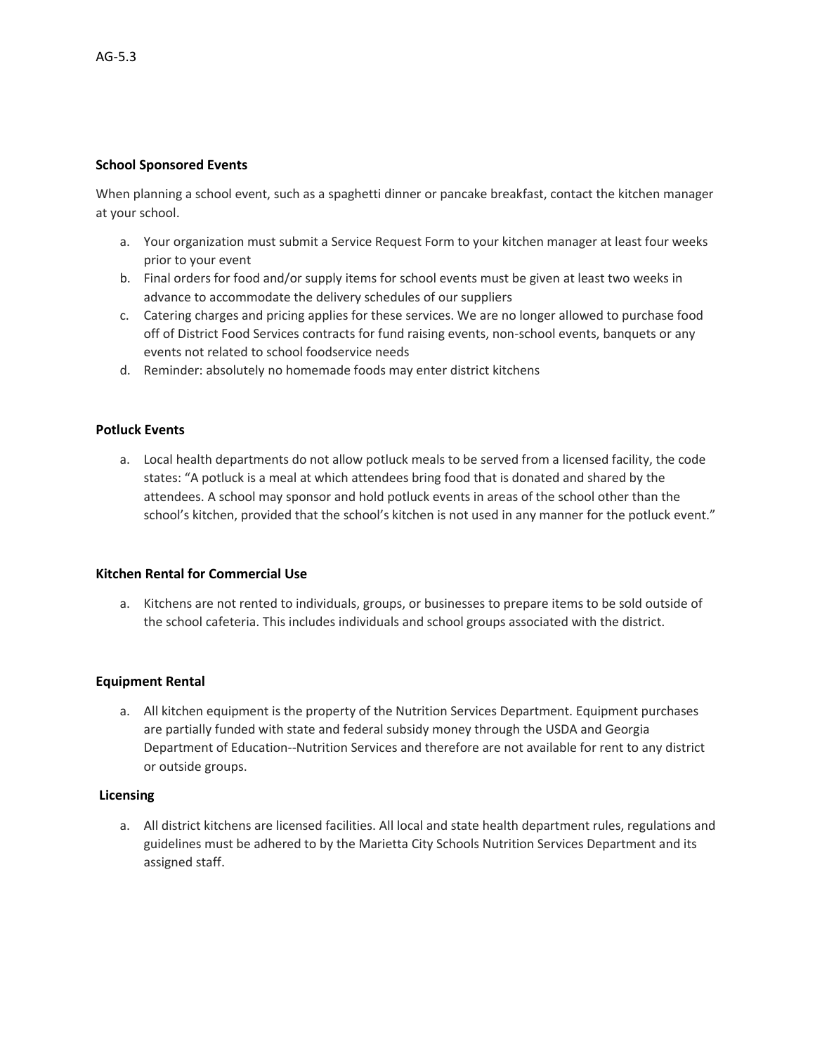AG-5.3

**School Sponsored Events**

When planning a school event, such as a spaghetti dinner or pancake breakfast, contact the kitchen manager at your school.

a. Your organization must submit a Service Request Form to your kitchen manager at least four weeks prior to your event
b. Final orders for food and/or supply items for school events must be given at least two weeks in advance to accommodate the delivery schedules of our suppliers
c. Catering charges and pricing applies for these services. We are no longer allowed to purchase food off of District Food Services contracts for fund raising events, non-school events, banquets or any events not related to school foodservice needs
d. Reminder: absolutely no homemade foods may enter district kitchens

**Potluck Events**

a. Local health departments do not allow potluck meals to be served from a licensed facility, the code states: "A potluck is a meal at which attendees bring food that is donated and shared by the attendees. A school may sponsor and hold potluck events in areas of the school other than the school's kitchen, provided that the school's kitchen is not used in any manner for the potluck event."

**Kitchen Rental for Commercial Use**

a. Kitchens are not rented to individuals, groups, or businesses to prepare items to be sold outside of the school cafeteria. This includes individuals and school groups associated with the district.

**Equipment Rental**

a. All kitchen equipment is the property of the Nutrition Services Department. Equipment purchases are partially funded with state and federal subsidy money through the USDA and Georgia Department of Education--Nutrition Services and therefore are not available for rent to any district or outside groups.

**Licensing**

a. All district kitchens are licensed facilities. All local and state health department rules, regulations and guidelines must be adhered to by the Marietta City Schools Nutrition Services Department and its assigned staff.